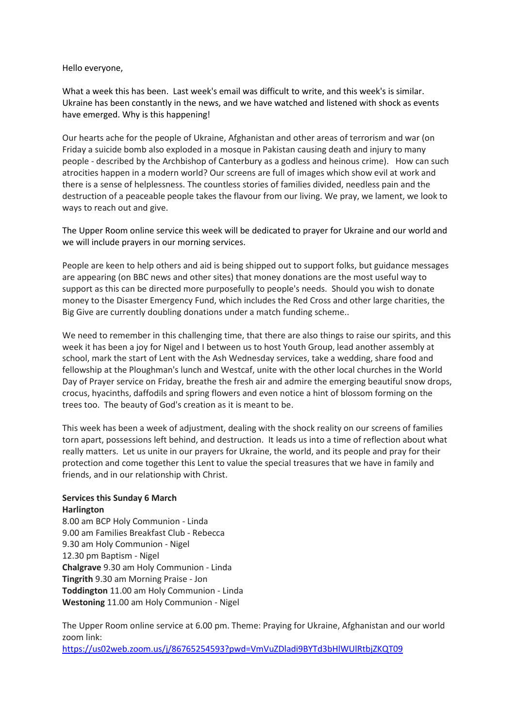Hello everyone,

What a week this has been. Last week's email was difficult to write, and this week's is similar. Ukraine has been constantly in the news, and we have watched and listened with shock as events have emerged. Why is this happening!

Our hearts ache for the people of Ukraine, Afghanistan and other areas of terrorism and war (on Friday a suicide bomb also exploded in a mosque in Pakistan causing death and injury to many people - described by the Archbishop of Canterbury as a godless and heinous crime). How can such atrocities happen in a modern world? Our screens are full of images which show evil at work and there is a sense of helplessness. The countless stories of families divided, needless pain and the destruction of a peaceable people takes the flavour from our living. We pray, we lament, we look to ways to reach out and give.

The Upper Room online service this week will be dedicated to prayer for Ukraine and our world and we will include prayers in our morning services.

People are keen to help others and aid is being shipped out to support folks, but guidance messages are appearing (on BBC news and other sites) that money donations are the most useful way to support as this can be directed more purposefully to people's needs. Should you wish to donate money to the Disaster Emergency Fund, which includes the Red Cross and other large charities, the Big Give are currently doubling donations under a match funding scheme..

We need to remember in this challenging time, that there are also things to raise our spirits, and this week it has been a joy for Nigel and I between us to host Youth Group, lead another assembly at school, mark the start of Lent with the Ash Wednesday services, take a wedding, share food and fellowship at the Ploughman's lunch and Westcaf, unite with the other local churches in the World Day of Prayer service on Friday, breathe the fresh air and admire the emerging beautiful snow drops, crocus, hyacinths, daffodils and spring flowers and even notice a hint of blossom forming on the trees too. The beauty of God's creation as it is meant to be.

This week has been a week of adjustment, dealing with the shock reality on our screens of families torn apart, possessions left behind, and destruction. It leads us into a time of reflection about what really matters. Let us unite in our prayers for Ukraine, the world, and its people and pray for their protection and come together this Lent to value the special treasures that we have in family and friends, and in our relationship with Christ.

**Services this Sunday 6 March**
**Harlington**
8.00 am BCP Holy Communion - Linda
9.00 am Families Breakfast Club - Rebecca
9.30 am Holy Communion - Nigel
12.30 pm Baptism - Nigel
**Chalgrave** 9.30 am Holy Communion - Linda
**Tingrith** 9.30 am Morning Praise - Jon
**Toddington** 11.00 am Holy Communion - Linda
**Westoning** 11.00 am Holy Communion - Nigel

The Upper Room online service at 6.00 pm. Theme: Praying for Ukraine, Afghanistan and our world zoom link:
https://us02web.zoom.us/j/86765254593?pwd=VmVuZDladi9BYTd3bHlWUlRtbjZKQT09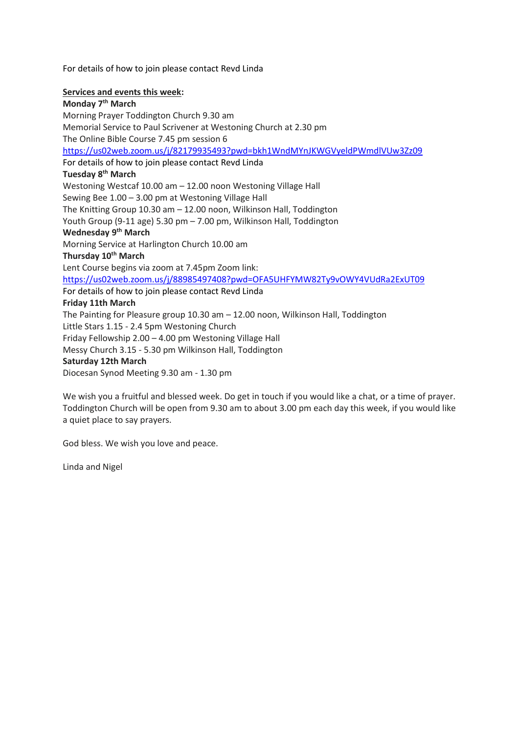For details of how to join please contact Revd Linda

**Services and events this week:**

**Monday 7th March**
Morning Prayer Toddington Church 9.30 am
Memorial Service to Paul Scrivener at Westoning Church at 2.30 pm
The Online Bible Course 7.45 pm session 6
https://us02web.zoom.us/j/82179935493?pwd=bkh1WndMYnJKWGVyeldPWmdlVUw3Zz09
For details of how to join please contact Revd Linda

**Tuesday 8th March**
Westoning Westcaf 10.00 am – 12.00 noon Westoning Village Hall
Sewing Bee 1.00 – 3.00 pm at Westoning Village Hall
The Knitting Group 10.30 am – 12.00 noon, Wilkinson Hall, Toddington
Youth Group (9-11 age) 5.30 pm – 7.00 pm, Wilkinson Hall, Toddington

**Wednesday 9th March**
Morning Service at Harlington Church 10.00 am

**Thursday 10th March**
Lent Course begins via zoom at 7.45pm Zoom link:
https://us02web.zoom.us/j/88985497408?pwd=OFA5UHFYMW82Ty9vOWY4VUdRa2ExUT09
For details of how to join please contact Revd Linda

**Friday 11th March**
The Painting for Pleasure group 10.30 am – 12.00 noon, Wilkinson Hall, Toddington
Little Stars 1.15 - 2.4 5pm Westoning Church
Friday Fellowship 2.00 – 4.00 pm Westoning Village Hall
Messy Church 3.15 - 5.30 pm Wilkinson Hall, Toddington

**Saturday 12th March**
Diocesan Synod Meeting 9.30 am - 1.30 pm

We wish you a fruitful and blessed week. Do get in touch if you would like a chat, or a time of prayer. Toddington Church will be open from 9.30 am to about 3.00 pm each day this week, if you would like a quiet place to say prayers.

God bless. We wish you love and peace.

Linda and Nigel